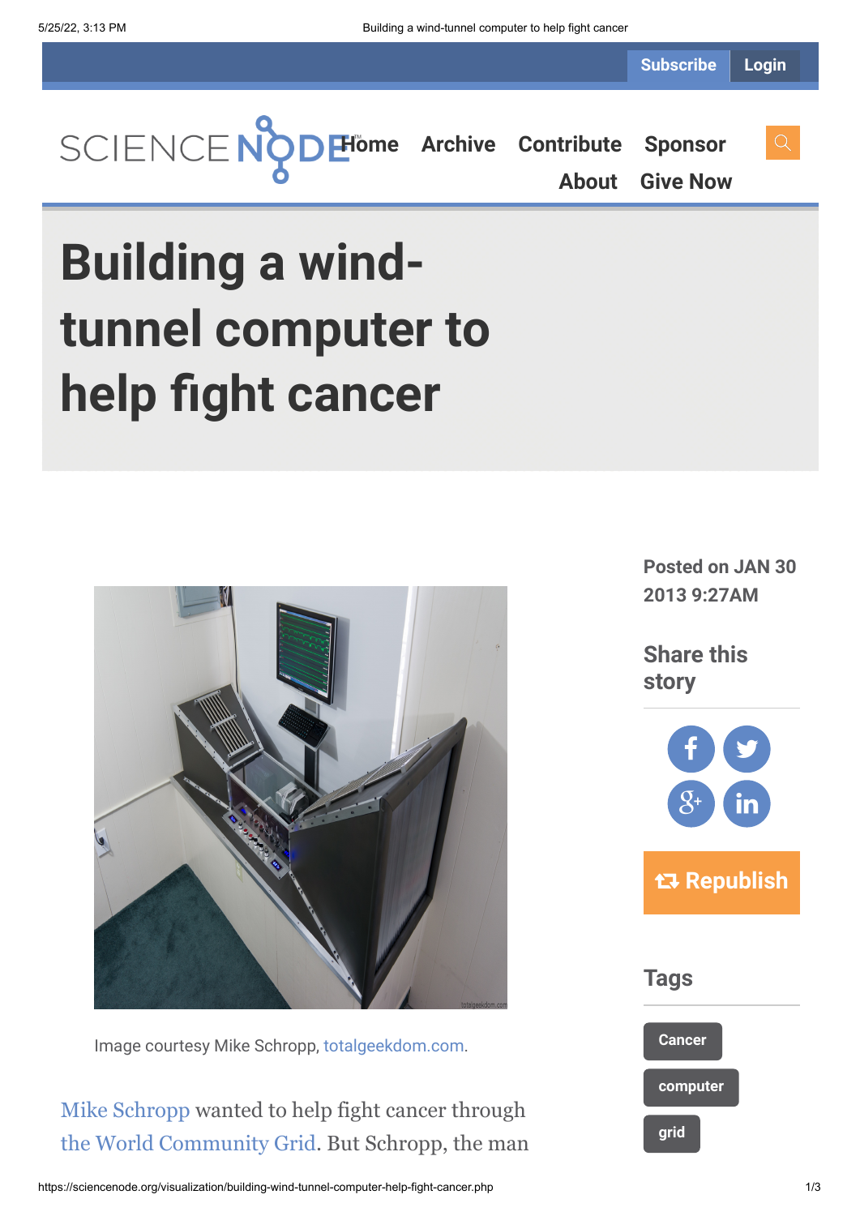# Building a wind-tunnel computer to help fight cancer

Posted on JAN 30 2013 9:27AM

Share this story

Republish

Tags

Cancer

computer

grid

Image courtesy Mike Schropp, totalgeekdom.com.

Mike Schropp wanted to help fight cancer through the World Community Grid. But Schropp, the man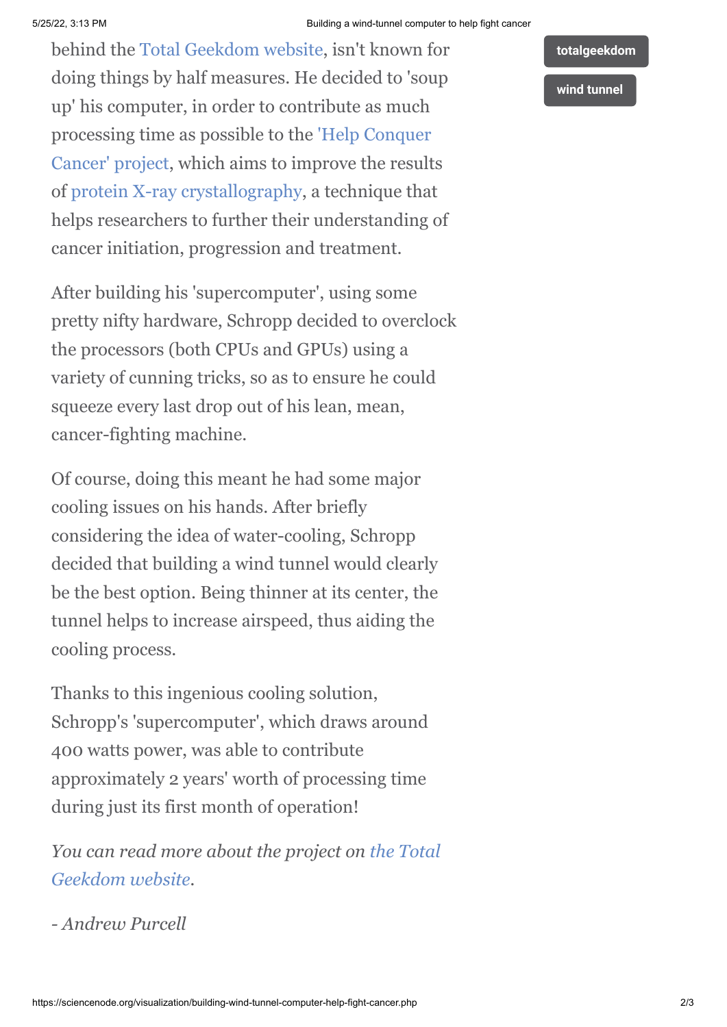behind the Total Geekdom website, isn't known for doing things by half measures. He decided to 'soup up' his computer, in order to contribute as much processing time as possible to the 'Help Conquer Cancer' project, which aims to improve the results of protein X-ray crystallography, a technique that helps researchers to further their understanding of cancer initiation, progression and treatment.

After building his 'supercomputer', using some pretty nifty hardware, Schropp decided to overclock the processors (both CPUs and GPUs) using a variety of cunning tricks, so as to ensure he could squeeze every last drop out of his lean, mean, cancer-fighting machine.

Of course, doing this meant he had some major cooling issues on his hands. After briefly considering the idea of water-cooling, Schropp decided that building a wind tunnel would clearly be the best option. Being thinner at its center, the tunnel helps to increase airspeed, thus aiding the cooling process.

Thanks to this ingenious cooling solution, Schropp's 'supercomputer', which draws around 400 watts power, was able to contribute approximately 2 years' worth of processing time during just its first month of operation!

*You can read more about the project on the Total Geekdom website.*

*- Andrew Purcell*

totalgeekdom

wind tunnel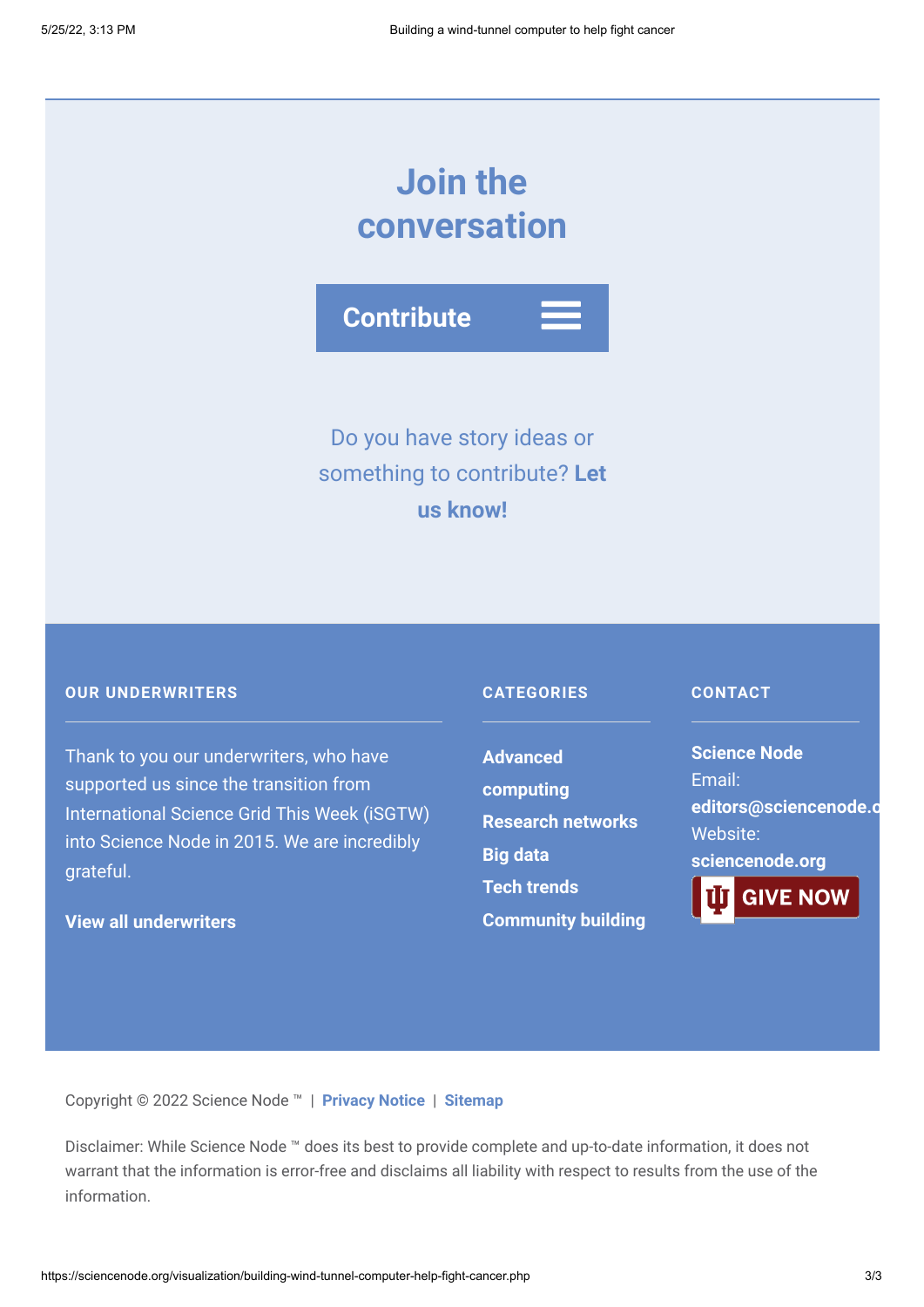## Join the conversation

**Contribute**

Do you have story ideas or something to contribute? **Let us know!**

### OUR UNDERWRITERS

Thank to you our underwriters, who have supported us since the transition from International Science Grid This Week (iSGTW) into Science Node in 2015. We are incredibly grateful.

**View all underwriters**

### CATEGORIES

**Advanced computing**
**Research networks**
**Big data**
**Tech trends**
**Community building**

### CONTACT

**Science Node**
Email:
**editors@sciencenode.o**
Website:
**sciencenode.org**

**GIVE NOW**

Copyright © 2022 Science Node ™ | **Privacy Notice** | **Sitemap**

Disclaimer: While Science Node ™ does its best to provide complete and up-to-date information, it does not warrant that the information is error-free and disclaims all liability with respect to results from the use of the information.